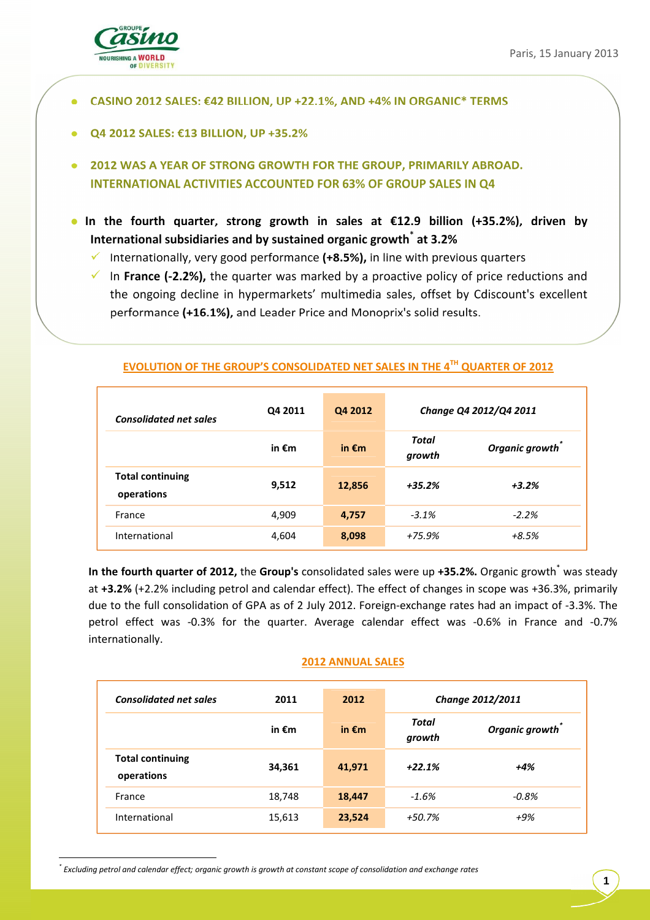Paris, 15 January 2013

- **CASINO 2012 SALES: €42 BILLION, UP +22.1%, AND +4% IN ORGANIC* TERMS**
- **Q4 2012 SALES: €13 BILLION, UP +35.2%**
- **2012 WAS A YEAR OF STRONG GROWTH FOR THE GROUP, PRIMARILY ABROAD. INTERNATIONAL ACTIVITIES ACCOUNTED FOR 63% OF GROUP SALES IN Q4**

- **In the fourth quarter, strong growth in sales at €12.9 billion (+35.2%), driven by International subsidiaries and by sustained organic growth* at 3.2%**
  - Internationally, very good performance **(+8.5%),** in line with previous quarters
  - In **France (-2.2%),** the quarter was marked by a proactive policy of price reductions and the ongoing decline in hypermarkets' multimedia sales, offset by Cdiscount's excellent performance **(+16.1%),** and Leader Price and Monoprix's solid results.

## EVOLUTION OF THE GROUP'S CONSOLIDATED NET SALES IN THE 4TH QUARTER OF 2012

| *Consolidated net sales* | Q4 2011 | Q4 2012 | *Change Q4 2012/Q4 2011* | |
|---|---|---|---|---|
| | in €m | in €m | *Total growth* | *Organic growth** |
| **Total continuing operations** | **9,512** | **12,856** | ***+35.2%*** | ***+3.2%*** |
| France | 4,909 | **4,757** | *-3.1%* | *-2.2%* |
| International | 4,604 | **8,098** | *+75.9%* | *+8.5%* |

**In the fourth quarter of 2012,** the **Group's** consolidated sales were up **+35.2%.** Organic growth* was steady at **+3.2%** (+2.2% including petrol and calendar effect). The effect of changes in scope was +36.3%, primarily due to the full consolidation of GPA as of 2 July 2012. Foreign-exchange rates had an impact of -3.3%. The petrol effect was -0.3% for the quarter. Average calendar effect was -0.6% in France and -0.7% internationally.

## 2012 ANNUAL SALES

| *Consolidated net sales* | 2011 | 2012 | *Change 2012/2011* | |
|---|---|---|---|---|
| | in €m | in €m | *Total growth* | *Organic growth** |
| **Total continuing operations** | **34,361** | **41,971** | ***+22.1%*** | ***+4%*** |
| France | 18,748 | **18,447** | *-1.6%* | *-0.8%* |
| International | 15,613 | **23,524** | *+50.7%* | *+9%* |

\* *Excluding petrol and calendar effect; organic growth is growth at constant scope of consolidation and exchange rates*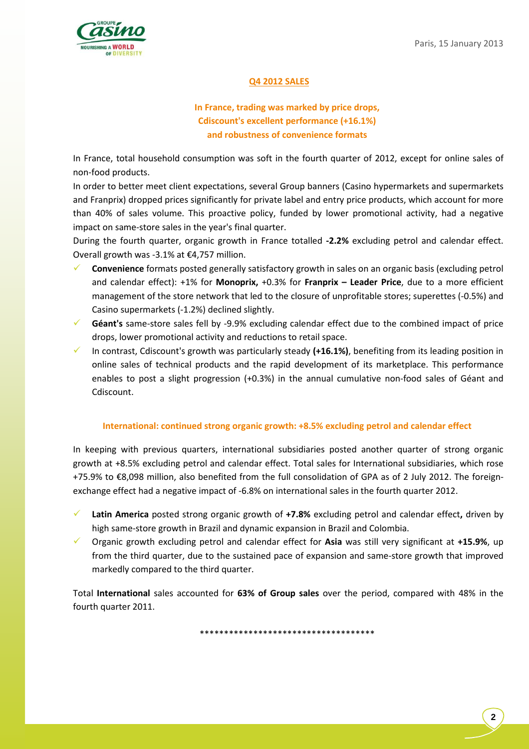Paris, 15 January 2013

## Q4 2012 SALES

### In France, trading was marked by price drops, Cdiscount's excellent performance (+16.1%) and robustness of convenience formats

In France, total household consumption was soft in the fourth quarter of 2012, except for online sales of non-food products.

In order to better meet client expectations, several Group banners (Casino hypermarkets and supermarkets and Franprix) dropped prices significantly for private label and entry price products, which account for more than 40% of sales volume. This proactive policy, funded by lower promotional activity, had a negative impact on same-store sales in the year's final quarter.

During the fourth quarter, organic growth in France totalled **-2.2%** excluding petrol and calendar effect. Overall growth was -3.1% at €4,757 million.

- **Convenience** formats posted generally satisfactory growth in sales on an organic basis (excluding petrol and calendar effect): +1% for **Monoprix,** +0.3% for **Franprix – Leader Price**, due to a more efficient management of the store network that led to the closure of unprofitable stores; superettes (-0.5%) and Casino supermarkets (-1.2%) declined slightly.
- **Géant's** same-store sales fell by -9.9% excluding calendar effect due to the combined impact of price drops, lower promotional activity and reductions to retail space.
- In contrast, Cdiscount's growth was particularly steady **(+16.1%)**, benefiting from its leading position in online sales of technical products and the rapid development of its marketplace. This performance enables to post a slight progression (+0.3%) in the annual cumulative non-food sales of Géant and Cdiscount.

### International: continued strong organic growth: +8.5% excluding petrol and calendar effect

In keeping with previous quarters, international subsidiaries posted another quarter of strong organic growth at +8.5% excluding petrol and calendar effect. Total sales for International subsidiaries, which rose +75.9% to €8,098 million, also benefited from the full consolidation of GPA as of 2 July 2012. The foreign-exchange effect had a negative impact of -6.8% on international sales in the fourth quarter 2012.

- **Latin America** posted strong organic growth of **+7.8%** excluding petrol and calendar effect**,** driven by high same-store growth in Brazil and dynamic expansion in Brazil and Colombia.
- Organic growth excluding petrol and calendar effect for **Asia** was still very significant at **+15.9%**, up from the third quarter, due to the sustained pace of expansion and same-store growth that improved markedly compared to the third quarter.

Total **International** sales accounted for **63% of Group sales** over the period, compared with 48% in the fourth quarter 2011.

************************************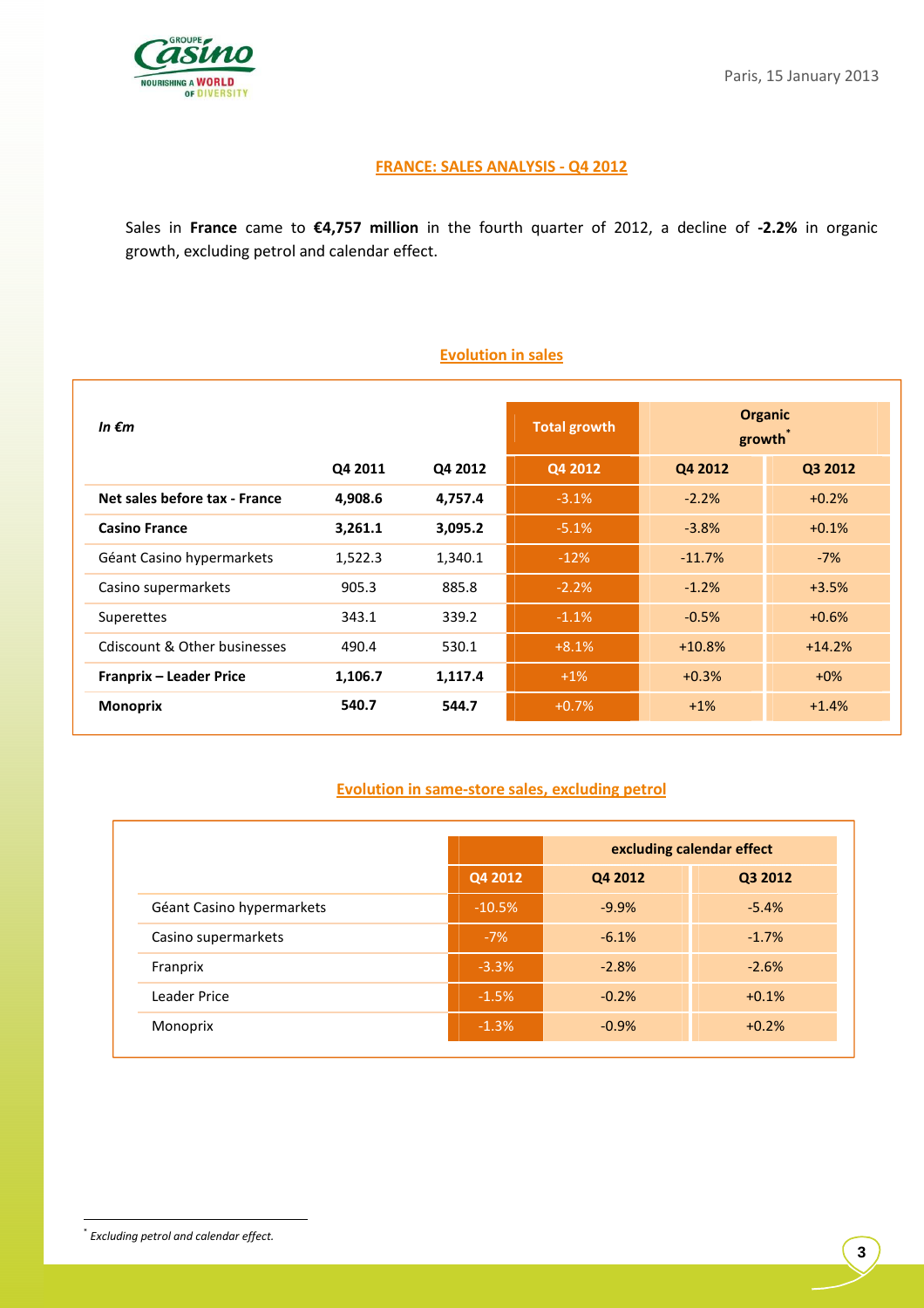Paris, 15 January 2013

## FRANCE: SALES ANALYSIS - Q4 2012

Sales in **France** came to **€4,757 million** in the fourth quarter of 2012, a decline of **-2.2%** in organic growth, excluding petrol and calendar effect.

### Evolution in sales

| *In €m* | | | Total growth | Organic growth* | |
|---|---|---|---|---|---|
| | Q4 2011 | Q4 2012 | Q4 2012 | Q4 2012 | Q3 2012 |
| **Net sales before tax - France** | **4,908.6** | **4,757.4** | -3.1% | -2.2% | +0.2% |
| **Casino France** | **3,261.1** | **3,095.2** | -5.1% | -3.8% | +0.1% |
| Géant Casino hypermarkets | 1,522.3 | 1,340.1 | -12% | -11.7% | -7% |
| Casino supermarkets | 905.3 | 885.8 | -2.2% | -1.2% | +3.5% |
| Superettes | 343.1 | 339.2 | -1.1% | -0.5% | +0.6% |
| Cdiscount & Other businesses | 490.4 | 530.1 | +8.1% | +10.8% | +14.2% |
| **Franprix – Leader Price** | **1,106.7** | **1,117.4** | +1% | +0.3% | +0% |
| **Monoprix** | **540.7** | **544.7** | +0.7% | +1% | +1.4% |

### Evolution in same-store sales, excluding petrol

| | | excluding calendar effect | |
|---|---|---|---|
| | Q4 2012 | Q4 2012 | Q3 2012 |
| Géant Casino hypermarkets | -10.5% | -9.9% | -5.4% |
| Casino supermarkets | -7% | -6.1% | -1.7% |
| Franprix | -3.3% | -2.8% | -2.6% |
| Leader Price | -1.5% | -0.2% | +0.1% |
| Monoprix | -1.3% | -0.9% | +0.2% |

* *Excluding petrol and calendar effect.*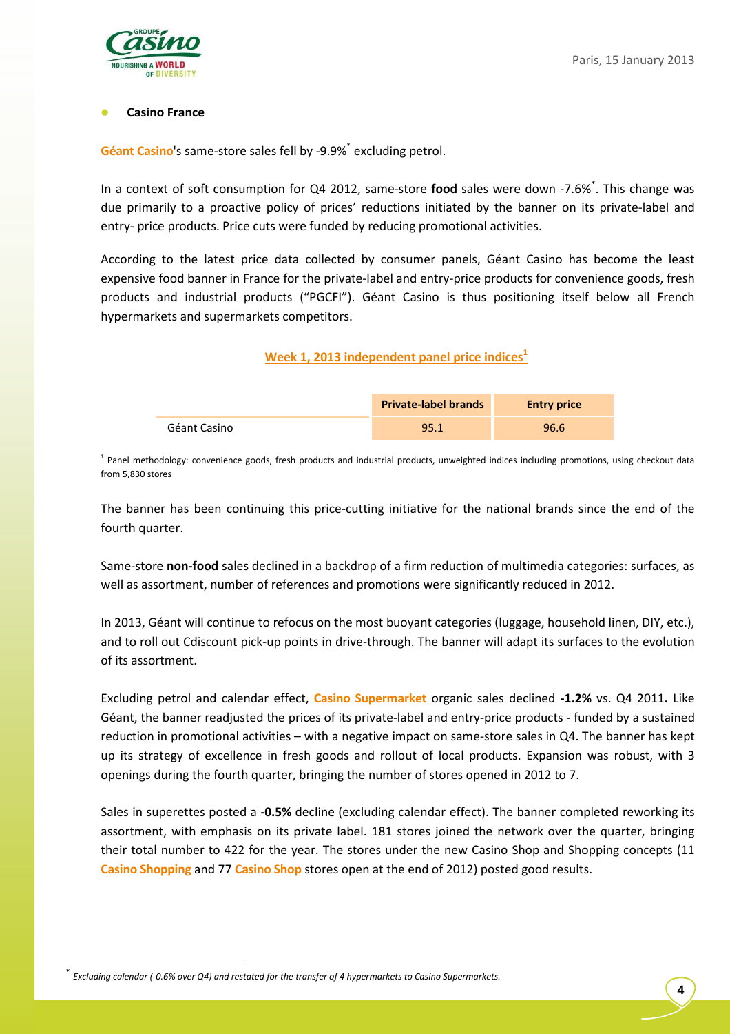- **Casino France**

**Géant Casino**'s same-store sales fell by -9.9%* excluding petrol.

In a context of soft consumption for Q4 2012, same-store **food** sales were down -7.6%*. This change was due primarily to a proactive policy of prices' reductions initiated by the banner on its private-label and entry- price products. Price cuts were funded by reducing promotional activities.

According to the latest price data collected by consumer panels, Géant Casino has become the least expensive food banner in France for the private-label and entry-price products for convenience goods, fresh products and industrial products ("PGCFI"). Géant Casino is thus positioning itself below all French hypermarkets and supermarkets competitors.

**Week 1, 2013 independent panel price indices[1]**

| | Private-label brands | Entry price |
|---|---|---|
| Géant Casino | 95.1 | 96.6 |

[1] Panel methodology: convenience goods, fresh products and industrial products, unweighted indices including promotions, using checkout data from 5,830 stores

The banner has been continuing this price-cutting initiative for the national brands since the end of the fourth quarter.

Same-store **non-food** sales declined in a backdrop of a firm reduction of multimedia categories: surfaces, as well as assortment, number of references and promotions were significantly reduced in 2012.

In 2013, Géant will continue to refocus on the most buoyant categories (luggage, household linen, DIY, etc.), and to roll out Cdiscount pick-up points in drive-through. The banner will adapt its surfaces to the evolution of its assortment.

Excluding petrol and calendar effect, **Casino Supermarket** organic sales declined **-1.2%** vs. Q4 2011**.** Like Géant, the banner readjusted the prices of its private-label and entry-price products - funded by a sustained reduction in promotional activities – with a negative impact on same-store sales in Q4. The banner has kept up its strategy of excellence in fresh goods and rollout of local products. Expansion was robust, with 3 openings during the fourth quarter, bringing the number of stores opened in 2012 to 7.

Sales in superettes posted a **-0.5%** decline (excluding calendar effect). The banner completed reworking its assortment, with emphasis on its private label. 181 stores joined the network over the quarter, bringing their total number to 422 for the year. The stores under the new Casino Shop and Shopping concepts (11 **Casino Shopping** and 77 **Casino Shop** stores open at the end of 2012) posted good results.

\* *Excluding calendar (-0.6% over Q4) and restated for the transfer of 4 hypermarkets to Casino Supermarkets.*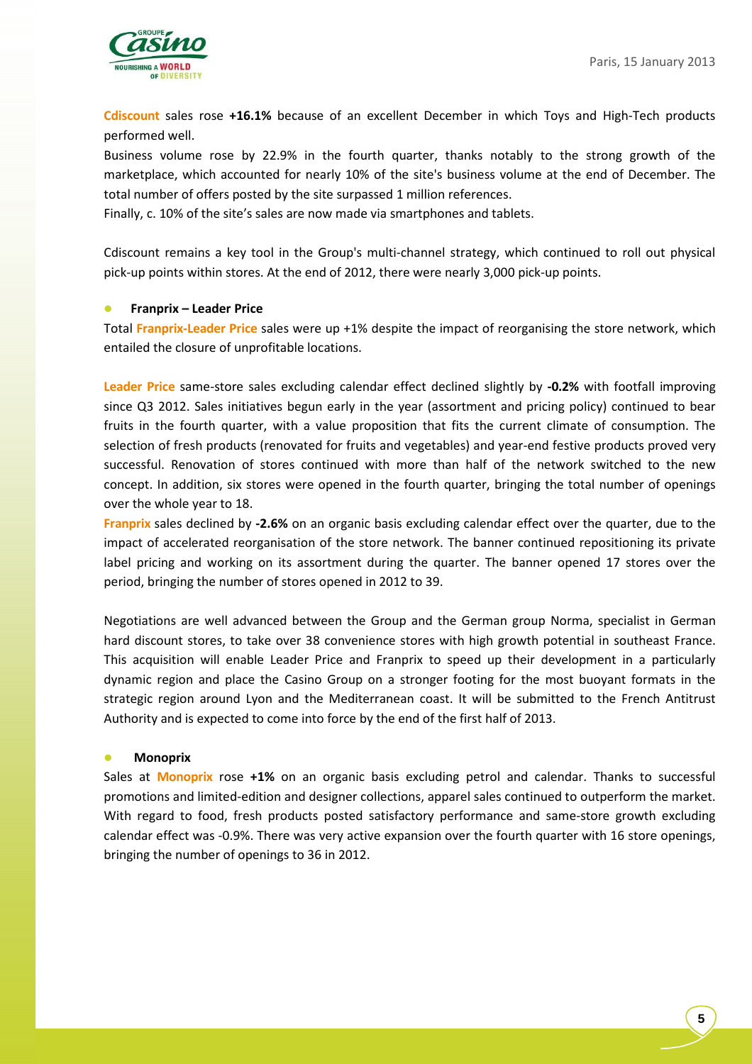**Cdiscount** sales rose **+16.1%** because of an excellent December in which Toys and High-Tech products performed well.

Business volume rose by 22.9% in the fourth quarter, thanks notably to the strong growth of the marketplace, which accounted for nearly 10% of the site's business volume at the end of December. The total number of offers posted by the site surpassed 1 million references.

Finally, c. 10% of the site's sales are now made via smartphones and tablets.

Cdiscount remains a key tool in the Group's multi-channel strategy, which continued to roll out physical pick-up points within stores. At the end of 2012, there were nearly 3,000 pick-up points.

- **Franprix – Leader Price**

Total **Franprix-Leader Price** sales were up +1% despite the impact of reorganising the store network, which entailed the closure of unprofitable locations.

**Leader Price** same-store sales excluding calendar effect declined slightly by **-0.2%** with footfall improving since Q3 2012. Sales initiatives begun early in the year (assortment and pricing policy) continued to bear fruits in the fourth quarter, with a value proposition that fits the current climate of consumption. The selection of fresh products (renovated for fruits and vegetables) and year-end festive products proved very successful. Renovation of stores continued with more than half of the network switched to the new concept. In addition, six stores were opened in the fourth quarter, bringing the total number of openings over the whole year to 18.

**Franprix** sales declined by **-2.6%** on an organic basis excluding calendar effect over the quarter, due to the impact of accelerated reorganisation of the store network. The banner continued repositioning its private label pricing and working on its assortment during the quarter. The banner opened 17 stores over the period, bringing the number of stores opened in 2012 to 39.

Negotiations are well advanced between the Group and the German group Norma, specialist in German hard discount stores, to take over 38 convenience stores with high growth potential in southeast France. This acquisition will enable Leader Price and Franprix to speed up their development in a particularly dynamic region and place the Casino Group on a stronger footing for the most buoyant formats in the strategic region around Lyon and the Mediterranean coast. It will be submitted to the French Antitrust Authority and is expected to come into force by the end of the first half of 2013.

- **Monoprix**

Sales at **Monoprix** rose **+1%** on an organic basis excluding petrol and calendar. Thanks to successful promotions and limited-edition and designer collections, apparel sales continued to outperform the market. With regard to food, fresh products posted satisfactory performance and same-store growth excluding calendar effect was -0.9%. There was very active expansion over the fourth quarter with 16 store openings, bringing the number of openings to 36 in 2012.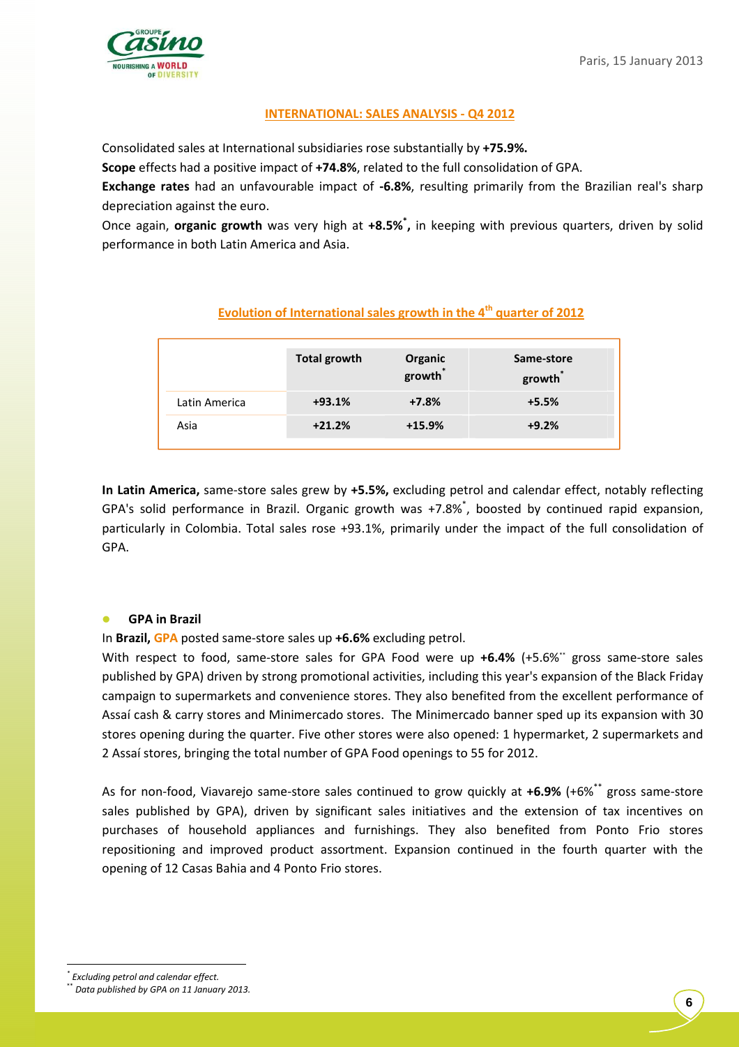## INTERNATIONAL: SALES ANALYSIS - Q4 2012

Consolidated sales at International subsidiaries rose substantially by **+75.9%.**

**Scope** effects had a positive impact of **+74.8%**, related to the full consolidation of GPA.

**Exchange rates** had an unfavourable impact of **-6.8%**, resulting primarily from the Brazilian real's sharp depreciation against the euro.

Once again, **organic growth** was very high at **+8.5%*,** in keeping with previous quarters, driven by solid performance in both Latin America and Asia.

### Evolution of International sales growth in the 4th quarter of 2012

| | Total growth | Organic growth* | Same-store growth* |
|---|---|---|---|
| Latin America | +93.1% | +7.8% | +5.5% |
| Asia | +21.2% | +15.9% | +9.2% |

**In Latin America,** same-store sales grew by **+5.5%,** excluding petrol and calendar effect, notably reflecting GPA's solid performance in Brazil. Organic growth was +7.8%*, boosted by continued rapid expansion, particularly in Colombia. Total sales rose +93.1%, primarily under the impact of the full consolidation of GPA.

- **GPA in Brazil**

In **Brazil, GPA** posted same-store sales up **+6.6%** excluding petrol.

With respect to food, same-store sales for GPA Food were up **+6.4%** (+5.6%** gross same-store sales published by GPA) driven by strong promotional activities, including this year's expansion of the Black Friday campaign to supermarkets and convenience stores. They also benefited from the excellent performance of Assaí cash & carry stores and Minimercado stores. The Minimercado banner sped up its expansion with 30 stores opening during the quarter. Five other stores were also opened: 1 hypermarket, 2 supermarkets and 2 Assaí stores, bringing the total number of GPA Food openings to 55 for 2012.

As for non-food, Viavarejo same-store sales continued to grow quickly at **+6.9%** (+6%** gross same-store sales published by GPA), driven by significant sales initiatives and the extension of tax incentives on purchases of household appliances and furnishings. They also benefited from Ponto Frio stores repositioning and improved product assortment. Expansion continued in the fourth quarter with the opening of 12 Casas Bahia and 4 Ponto Frio stores.

---

*\* Excluding petrol and calendar effect.*

*\*\* Data published by GPA on 11 January 2013.*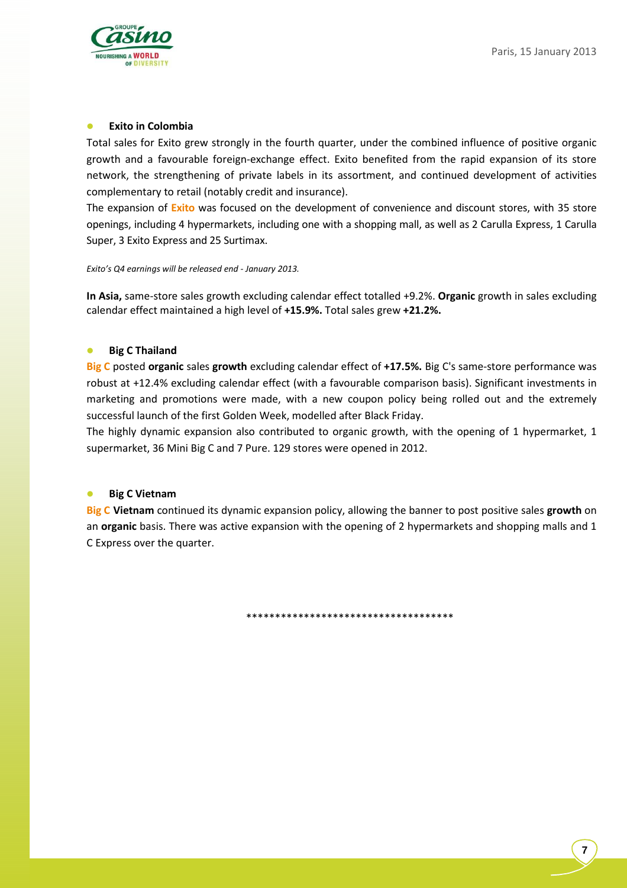- **Exito in Colombia**

Total sales for Exito grew strongly in the fourth quarter, under the combined influence of positive organic growth and a favourable foreign-exchange effect. Exito benefited from the rapid expansion of its store network, the strengthening of private labels in its assortment, and continued development of activities complementary to retail (notably credit and insurance).

The expansion of **Exito** was focused on the development of convenience and discount stores, with 35 store openings, including 4 hypermarkets, including one with a shopping mall, as well as 2 Carulla Express, 1 Carulla Super, 3 Exito Express and 25 Surtimax.

*Exito's Q4 earnings will be released end - January 2013.*

**In Asia,** same-store sales growth excluding calendar effect totalled +9.2%. **Organic** growth in sales excluding calendar effect maintained a high level of **+15.9%.** Total sales grew **+21.2%.**

- **Big C Thailand**

**Big C** posted **organic** sales **growth** excluding calendar effect of **+17.5%.** Big C's same-store performance was robust at +12.4% excluding calendar effect (with a favourable comparison basis). Significant investments in marketing and promotions were made, with a new coupon policy being rolled out and the extremely successful launch of the first Golden Week, modelled after Black Friday.

The highly dynamic expansion also contributed to organic growth, with the opening of 1 hypermarket, 1 supermarket, 36 Mini Big C and 7 Pure. 129 stores were opened in 2012.

- **Big C Vietnam**

**Big C Vietnam** continued its dynamic expansion policy, allowing the banner to post positive sales **growth** on an **organic** basis. There was active expansion with the opening of 2 hypermarkets and shopping malls and 1 C Express over the quarter.

************************************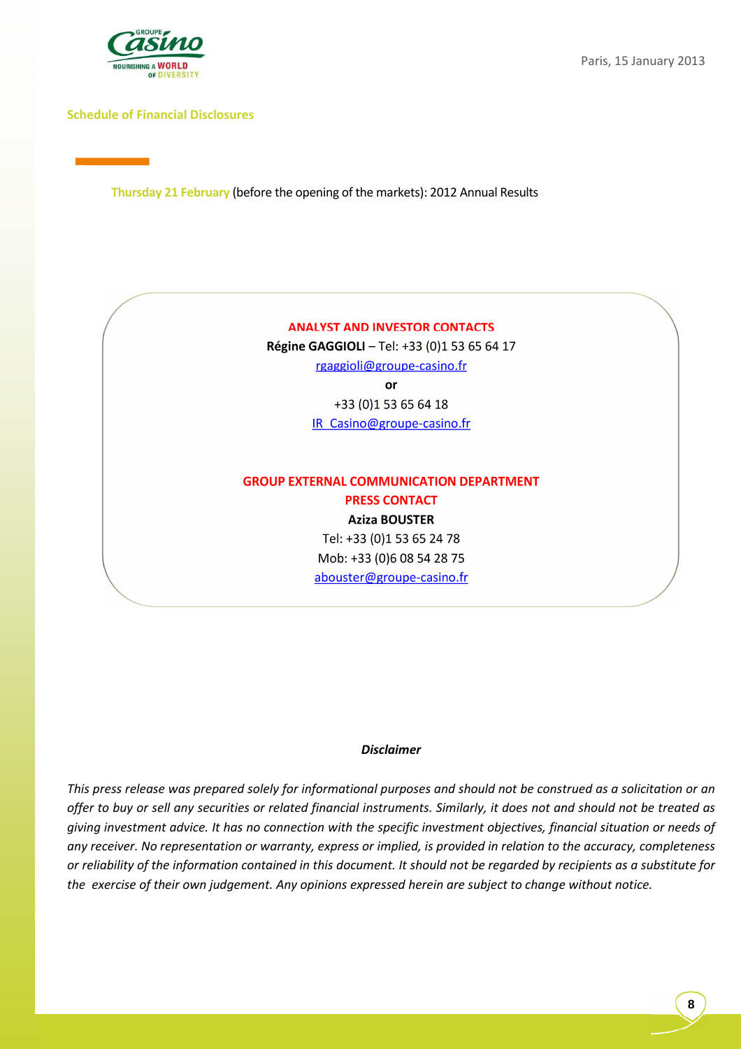Paris, 15 January 2013

## Schedule of Financial Disclosures

**Thursday 21 February** (before the opening of the markets): 2012 Annual Results

**ANALYST AND INVESTOR CONTACTS**

**Régine GAGGIOLI** – Tel: +33 (0)1 53 65 64 17

rgaggioli@groupe-casino.fr

**or**

+33 (0)1 53 65 64 18

IR_Casino@groupe-casino.fr

**GROUP EXTERNAL COMMUNICATION DEPARTMENT**

**PRESS CONTACT**

**Aziza BOUSTER**

Tel: +33 (0)1 53 65 24 78

Mob: +33 (0)6 08 54 28 75

abouster@groupe-casino.fr

***Disclaimer***

*This press release was prepared solely for informational purposes and should not be construed as a solicitation or an offer to buy or sell any securities or related financial instruments. Similarly, it does not and should not be treated as giving investment advice. It has no connection with the specific investment objectives, financial situation or needs of any receiver. No representation or warranty, express or implied, is provided in relation to the accuracy, completeness or reliability of the information contained in this document. It should not be regarded by recipients as a substitute for the exercise of their own judgement. Any opinions expressed herein are subject to change without notice.*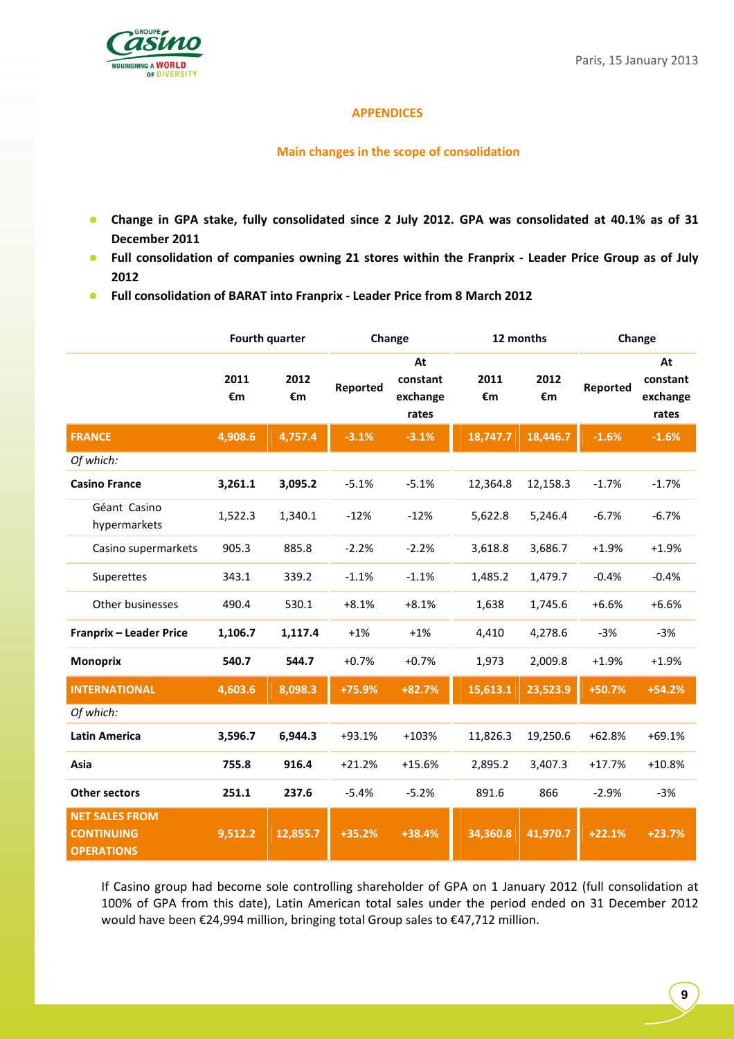## APPENDICES

### Main changes in the scope of consolidation

- **Change in GPA stake, fully consolidated since 2 July 2012. GPA was consolidated at 40.1% as of 31 December 2011**
- **Full consolidation of companies owning 21 stores within the Franprix - Leader Price Group as of July 2012**
- **Full consolidation of BARAT into Franprix - Leader Price from 8 March 2012**

| | Fourth quarter | | Change | | 12 months | | Change | |
|---|---|---|---|---|---|---|---|---|
| | 2011 €m | 2012 €m | Reported | At constant exchange rates | 2011 €m | 2012 €m | Reported | At constant exchange rates |
| **FRANCE** | **4,908.6** | **4,757.4** | **-3.1%** | **-3.1%** | **18,747.7** | **18,446.7** | **-1.6%** | **-1.6%** |
| *Of which:* | | | | | | | | |
| **Casino France** | **3,261.1** | **3,095.2** | -5.1% | -5.1% | 12,364.8 | 12,158.3 | -1.7% | -1.7% |
| Géant Casino hypermarkets | 1,522.3 | 1,340.1 | -12% | -12% | 5,622.8 | 5,246.4 | -6.7% | -6.7% |
| Casino supermarkets | 905.3 | 885.8 | -2.2% | -2.2% | 3,618.8 | 3,686.7 | +1.9% | +1.9% |
| Superettes | 343.1 | 339.2 | -1.1% | -1.1% | 1,485.2 | 1,479.7 | -0.4% | -0.4% |
| Other businesses | 490.4 | 530.1 | +8.1% | +8.1% | 1,638 | 1,745.6 | +6.6% | +6.6% |
| **Franprix – Leader Price** | **1,106.7** | **1,117.4** | +1% | +1% | 4,410 | 4,278.6 | -3% | -3% |
| **Monoprix** | **540.7** | **544.7** | +0.7% | +0.7% | 1,973 | 2,009.8 | +1.9% | +1.9% |
| **INTERNATIONAL** | **4,603.6** | **8,098.3** | **+75.9%** | **+82.7%** | **15,613.1** | **23,523.9** | **+50.7%** | **+54.2%** |
| *Of which:* | | | | | | | | |
| **Latin America** | **3,596.7** | **6,944.3** | +93.1% | +103% | 11,826.3 | 19,250.6 | +62.8% | +69.1% |
| **Asia** | **755.8** | **916.4** | +21.2% | +15.6% | 2,895.2 | 3,407.3 | +17.7% | +10.8% |
| **Other sectors** | **251.1** | **237.6** | -5.4% | -5.2% | 891.6 | 866 | -2.9% | -3% |
| **NET SALES FROM CONTINUING OPERATIONS** | **9,512.2** | **12,855.7** | **+35.2%** | **+38.4%** | **34,360.8** | **41,970.7** | **+22.1%** | **+23.7%** |

If Casino group had become sole controlling shareholder of GPA on 1 January 2012 (full consolidation at 100% of GPA from this date), Latin American total sales under the period ended on 31 December 2012 would have been €24,994 million, bringing total Group sales to €47,712 million.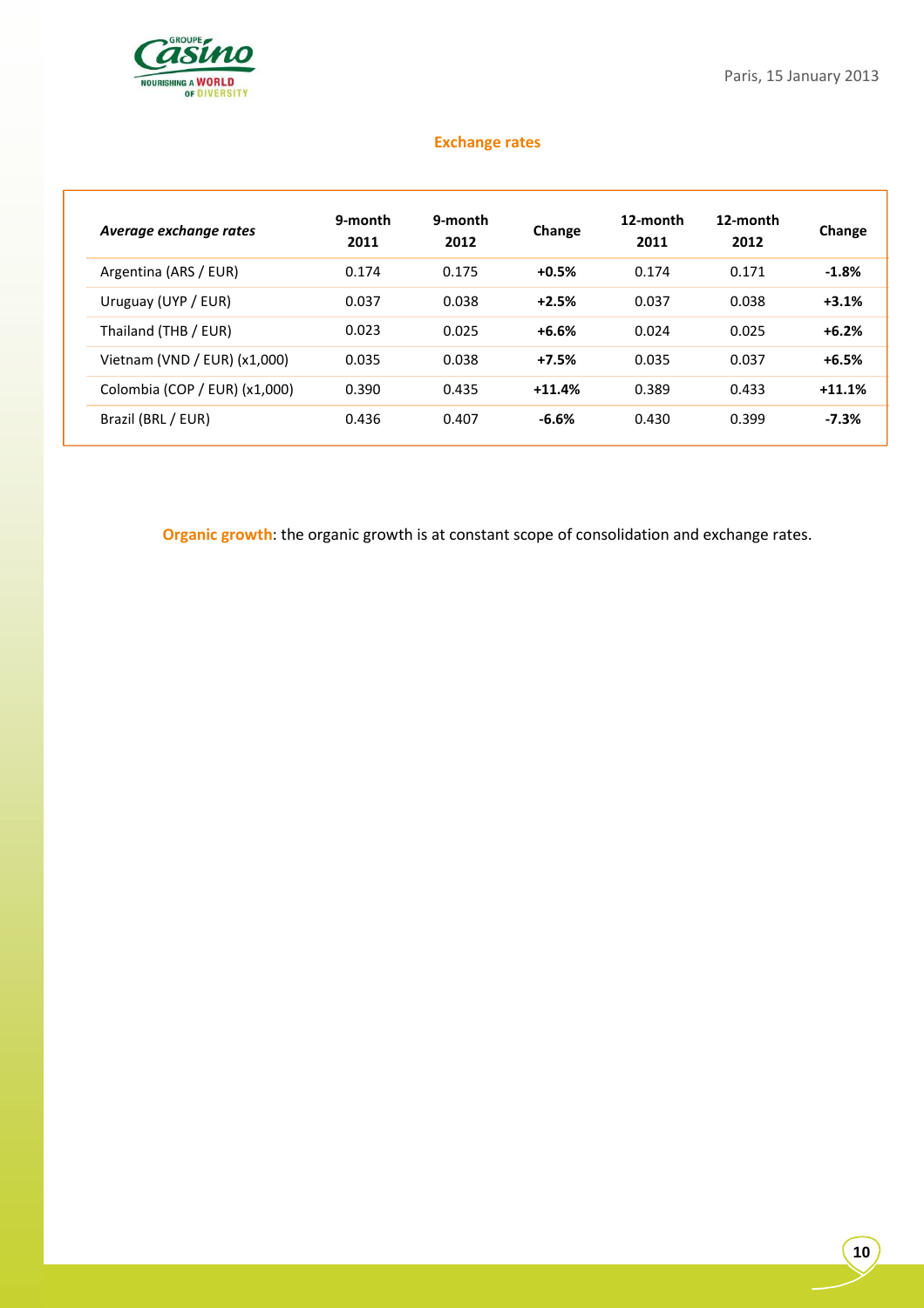## Exchange rates

| *Average exchange rates* | 9-month 2011 | 9-month 2012 | Change | 12-month 2011 | 12-month 2012 | Change |
|---|---|---|---|---|---|---|
| Argentina (ARS / EUR) | 0.174 | 0.175 | **+0.5%** | 0.174 | 0.171 | **-1.8%** |
| Uruguay (UYP / EUR) | 0.037 | 0.038 | **+2.5%** | 0.037 | 0.038 | **+3.1%** |
| Thailand (THB / EUR) | 0.023 | 0.025 | **+6.6%** | 0.024 | 0.025 | **+6.2%** |
| Vietnam (VND / EUR) (x1,000) | 0.035 | 0.038 | **+7.5%** | 0.035 | 0.037 | **+6.5%** |
| Colombia (COP / EUR) (x1,000) | 0.390 | 0.435 | **+11.4%** | 0.389 | 0.433 | **+11.1%** |
| Brazil (BRL / EUR) | 0.436 | 0.407 | **-6.6%** | 0.430 | 0.399 | **-7.3%** |

**Organic growth**: the organic growth is at constant scope of consolidation and exchange rates.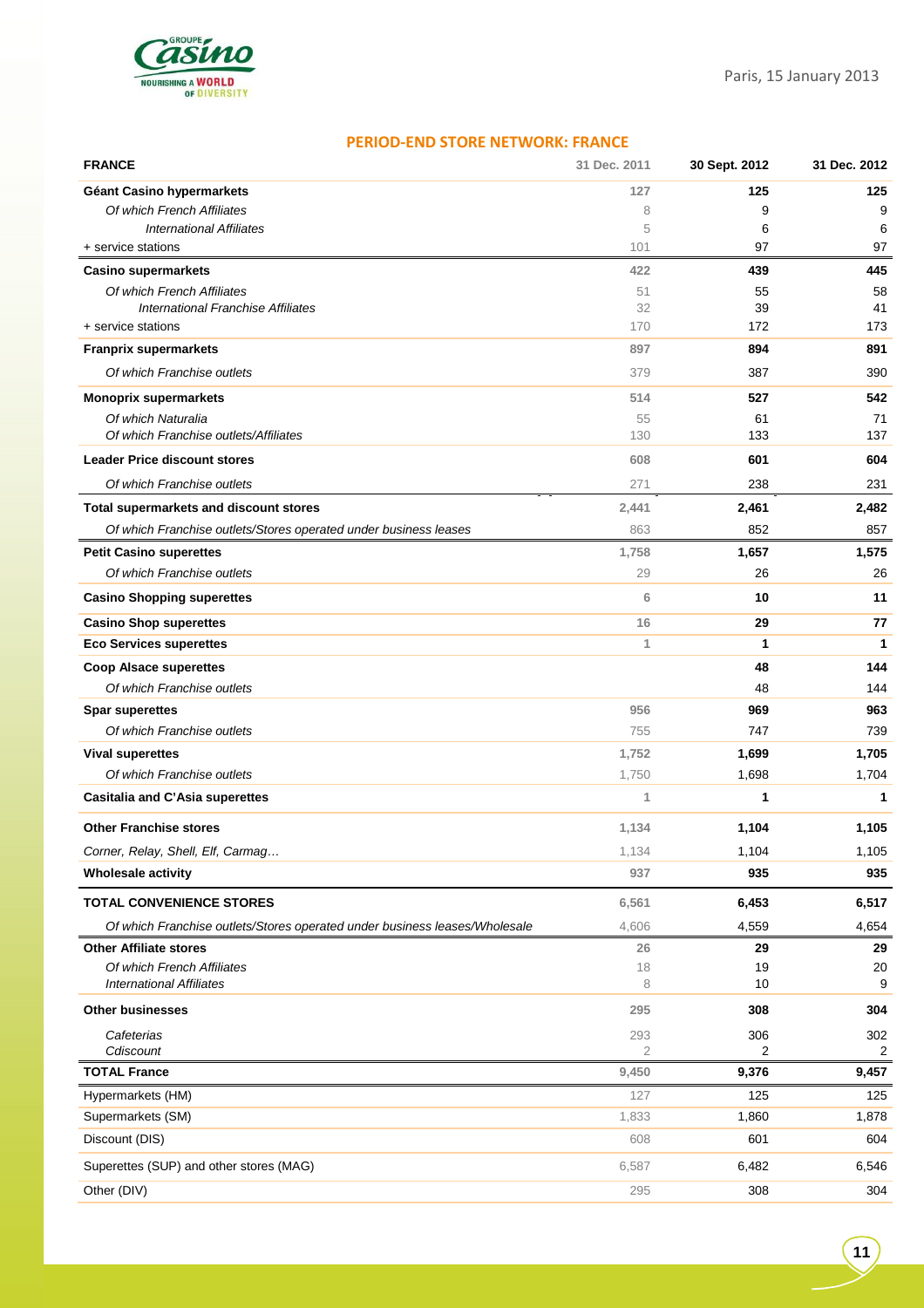Paris, 15 January 2013

## PERIOD-END STORE NETWORK: FRANCE

| FRANCE | 31 Dec. 2011 | 30 Sept. 2012 | 31 Dec. 2012 |
|---|---|---|---|
| **Géant Casino hypermarkets** | 127 | 125 | 125 |
| *Of which French Affiliates* | 8 | 9 | 9 |
| *International Affiliates* | 5 | 6 | 6 |
| + service stations | 101 | 97 | 97 |
| **Casino supermarkets** | 422 | 439 | 445 |
| *Of which French Affiliates* | 51 | 55 | 58 |
| *International Franchise Affiliates* | 32 | 39 | 41 |
| + service stations | 170 | 172 | 173 |
| **Franprix supermarkets** | 897 | 894 | 891 |
| *Of which Franchise outlets* | 379 | 387 | 390 |
| **Monoprix supermarkets** | 514 | 527 | 542 |
| *Of which Naturalia* | 55 | 61 | 71 |
| *Of which Franchise outlets/Affiliates* | 130 | 133 | 137 |
| **Leader Price discount stores** | 608 | 601 | 604 |
| *Of which Franchise outlets* | 271 | 238 | 231 |
| **Total supermarkets and discount stores** | 2,441 | 2,461 | 2,482 |
| *Of which Franchise outlets/Stores operated under business leases* | 863 | 852 | 857 |
| **Petit Casino superettes** | 1,758 | 1,657 | 1,575 |
| *Of which Franchise outlets* | 29 | 26 | 26 |
| **Casino Shopping superettes** | 6 | 10 | 11 |
| **Casino Shop superettes** | 16 | 29 | 77 |
| **Eco Services superettes** | 1 | 1 | 1 |
| **Coop Alsace superettes** | | 48 | 144 |
| *Of which Franchise outlets* | | 48 | 144 |
| **Spar superettes** | 956 | 969 | 963 |
| *Of which Franchise outlets* | 755 | 747 | 739 |
| **Vival superettes** | 1,752 | 1,699 | 1,705 |
| *Of which Franchise outlets* | 1,750 | 1,698 | 1,704 |
| **Casitalia and C'Asia superettes** | 1 | 1 | 1 |
| **Other Franchise stores** | 1,134 | 1,104 | 1,105 |
| *Corner, Relay, Shell, Elf, Carmag…* | 1,134 | 1,104 | 1,105 |
| **Wholesale activity** | 937 | 935 | 935 |
| **TOTAL CONVENIENCE STORES** | 6,561 | 6,453 | 6,517 |
| *Of which Franchise outlets/Stores operated under business leases/Wholesale* | 4,606 | 4,559 | 4,654 |
| **Other Affiliate stores** | 26 | 29 | 29 |
| *Of which French Affiliates* | 18 | 19 | 20 |
| *International Affiliates* | 8 | 10 | 9 |
| **Other businesses** | 295 | 308 | 304 |
| *Cafeterias* | 293 | 306 | 302 |
| *Cdiscount* | 2 | 2 | 2 |
| **TOTAL France** | 9,450 | 9,376 | 9,457 |
| Hypermarkets (HM) | 127 | 125 | 125 |
| Supermarkets (SM) | 1,833 | 1,860 | 1,878 |
| Discount (DIS) | 608 | 601 | 604 |
| Superettes (SUP) and other stores (MAG) | 6,587 | 6,482 | 6,546 |
| Other (DIV) | 295 | 308 | 304 |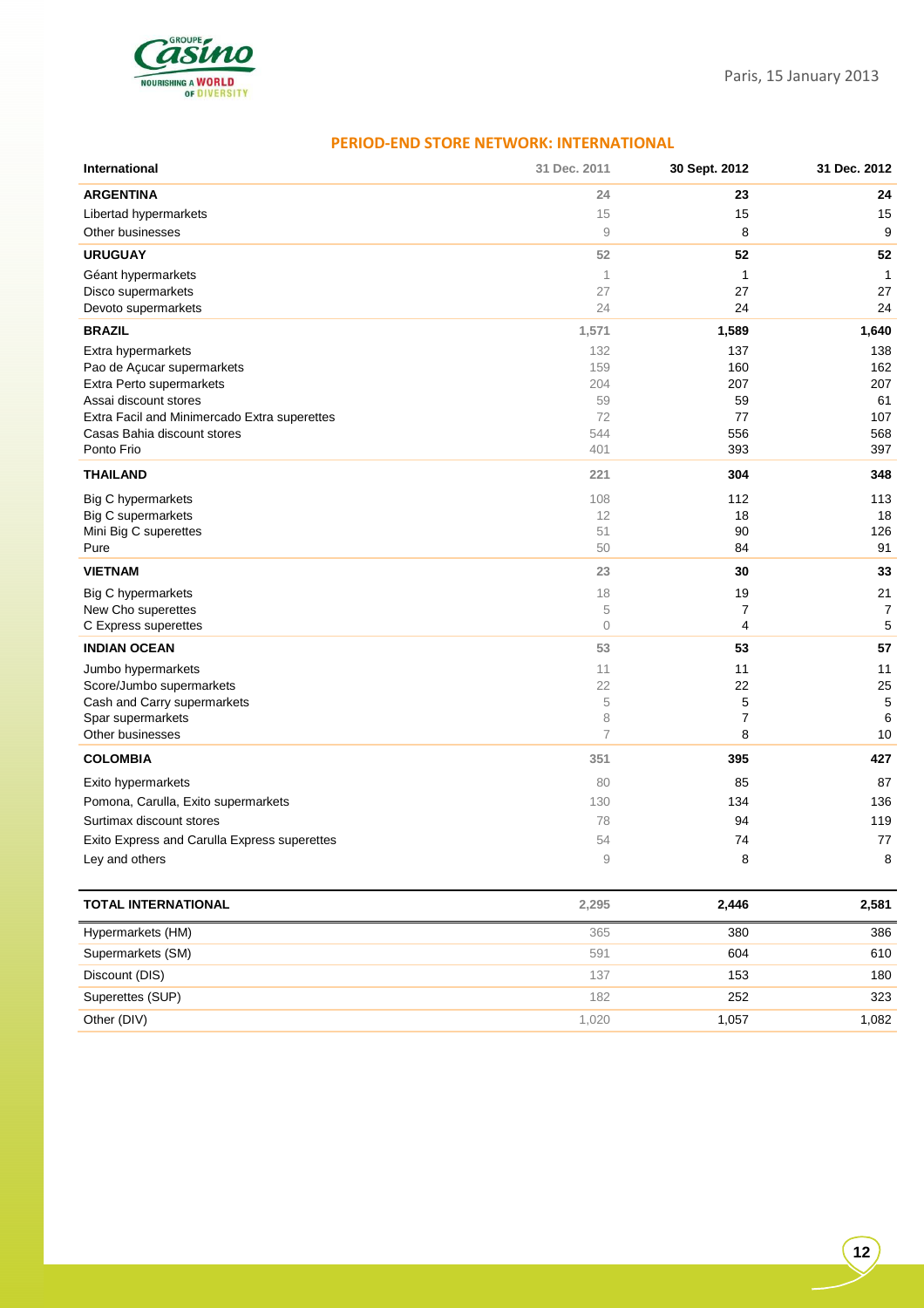## PERIOD-END STORE NETWORK: INTERNATIONAL

| International | 31 Dec. 2011 | 30 Sept. 2012 | 31 Dec. 2012 |
|---|---|---|---|
| **ARGENTINA** | 24 | **23** | **24** |
| Libertad hypermarkets | 15 | 15 | 15 |
| Other businesses | 9 | 8 | 9 |
| **URUGUAY** | 52 | **52** | **52** |
| Géant hypermarkets | 1 | 1 | 1 |
| Disco supermarkets | 27 | 27 | 27 |
| Devoto supermarkets | 24 | 24 | 24 |
| **BRAZIL** | 1,571 | **1,589** | **1,640** |
| Extra hypermarkets | 132 | 137 | 138 |
| Pao de Açucar supermarkets | 159 | 160 | 162 |
| Extra Perto supermarkets | 204 | 207 | 207 |
| Assai discount stores | 59 | 59 | 61 |
| Extra Facil and Minimercado Extra superettes | 72 | 77 | 107 |
| Casas Bahia discount stores | 544 | 556 | 568 |
| Ponto Frio | 401 | 393 | 397 |
| **THAILAND** | 221 | **304** | **348** |
| Big C hypermarkets | 108 | 112 | 113 |
| Big C supermarkets | 12 | 18 | 18 |
| Mini Big C superettes | 51 | 90 | 126 |
| Pure | 50 | 84 | 91 |
| **VIETNAM** | 23 | **30** | **33** |
| Big C hypermarkets | 18 | 19 | 21 |
| New Cho superettes | 5 | 7 | 7 |
| C Express superettes | 0 | 4 | 5 |
| **INDIAN OCEAN** | 53 | **53** | **57** |
| Jumbo hypermarkets | 11 | 11 | 11 |
| Score/Jumbo supermarkets | 22 | 22 | 25 |
| Cash and Carry supermarkets | 5 | 5 | 5 |
| Spar supermarkets | 8 | 7 | 6 |
| Other businesses | 7 | 8 | 10 |
| **COLOMBIA** | 351 | **395** | **427** |
| Exito hypermarkets | 80 | 85 | 87 |
| Pomona, Carulla, Exito supermarkets | 130 | 134 | 136 |
| Surtimax discount stores | 78 | 94 | 119 |
| Exito Express and Carulla Express superettes | 54 | 74 | 77 |
| Ley and others | 9 | 8 | 8 |
| **TOTAL INTERNATIONAL** | 2,295 | **2,446** | **2,581** |
| Hypermarkets (HM) | 365 | 380 | 386 |
| Supermarkets (SM) | 591 | 604 | 610 |
| Discount (DIS) | 137 | 153 | 180 |
| Superettes (SUP) | 182 | 252 | 323 |
| Other (DIV) | 1,020 | 1,057 | 1,082 |